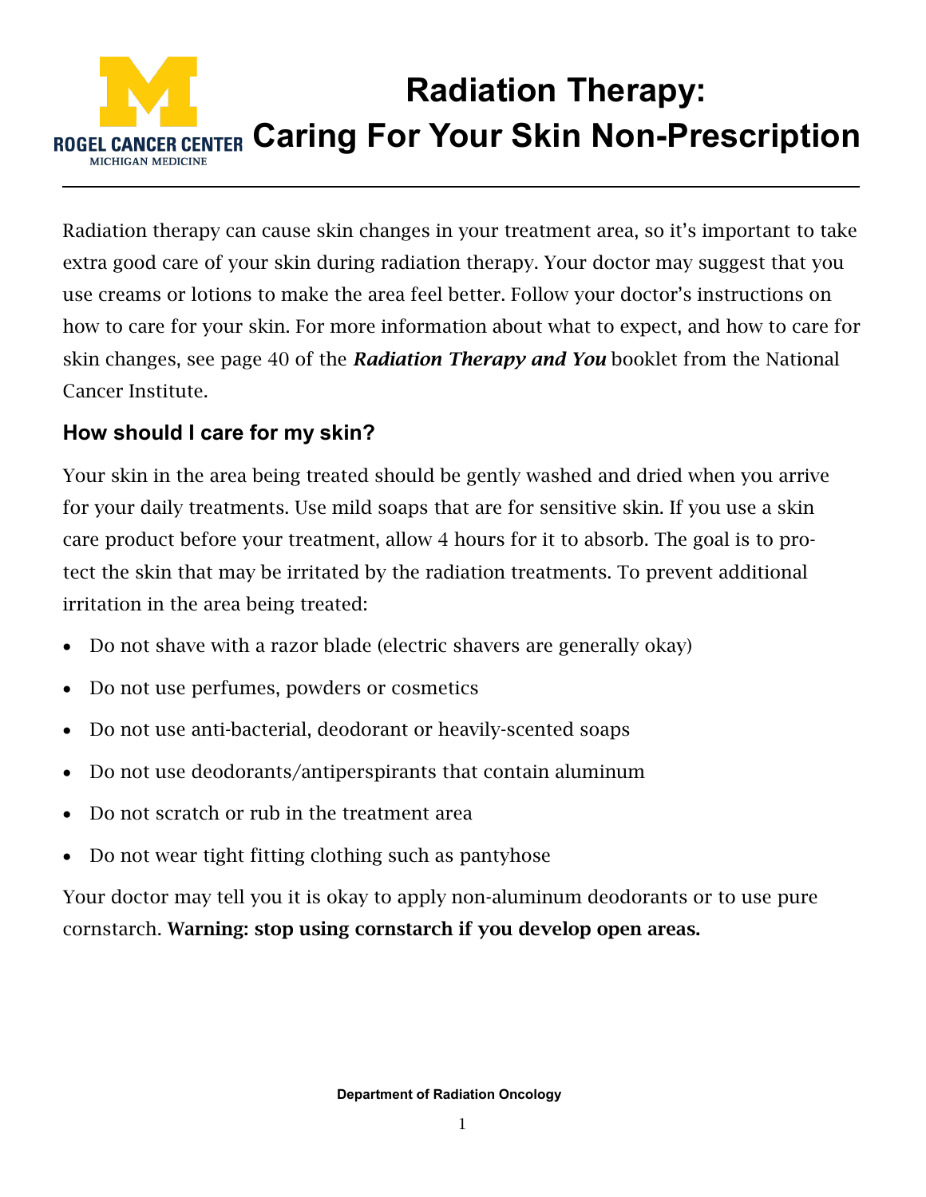# Radiation Therapy: Caring For Your Skin Non-Prescription

Radiation therapy can cause skin changes in your treatment area, so it's important to take extra good care of your skin during radiation therapy. Your doctor may suggest that you use creams or lotions to make the area feel better. Follow your doctor's instructions on how to care for your skin. For more information about what to expect, and how to care for skin changes, see page 40 of the ***Radiation Therapy and You*** booklet from the National Cancer Institute.

## How should I care for my skin?

Your skin in the area being treated should be gently washed and dried when you arrive for your daily treatments. Use mild soaps that are for sensitive skin. If you use a skin care product before your treatment, allow 4 hours for it to absorb. The goal is to protect the skin that may be irritated by the radiation treatments. To prevent additional irritation in the area being treated:

- Do not shave with a razor blade (electric shavers are generally okay)
- Do not use perfumes, powders or cosmetics
- Do not use anti-bacterial, deodorant or heavily-scented soaps
- Do not use deodorants/antiperspirants that contain aluminum
- Do not scratch or rub in the treatment area
- Do not wear tight fitting clothing such as pantyhose

Your doctor may tell you it is okay to apply non-aluminum deodorants or to use pure cornstarch. **Warning: stop using cornstarch if you develop open areas.**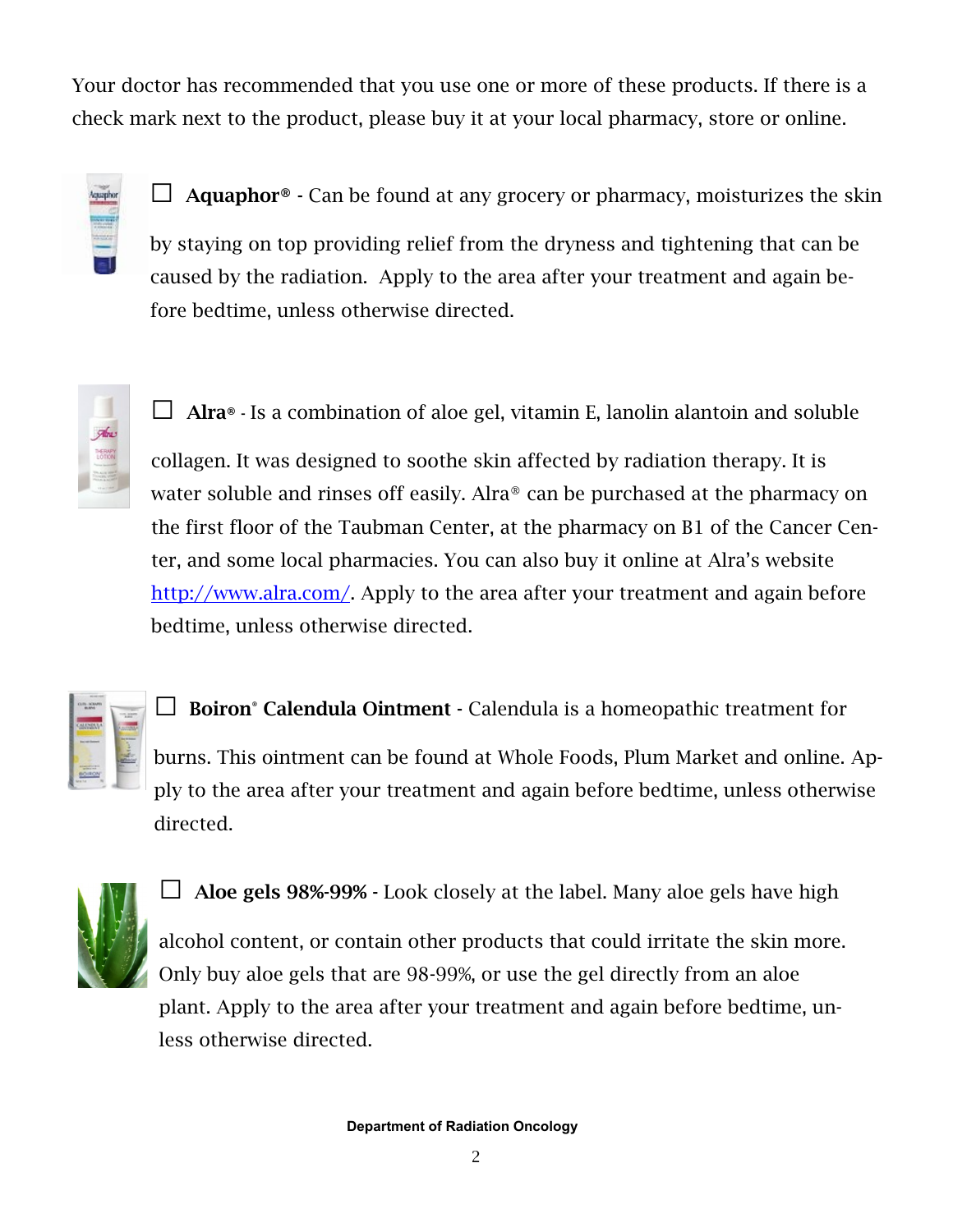Your doctor has recommended that you use one or more of these products. If there is a check mark next to the product, please buy it at your local pharmacy, store or online.

☐ **Aquaphor®** - Can be found at any grocery or pharmacy, moisturizes the skin by staying on top providing relief from the dryness and tightening that can be caused by the radiation. Apply to the area after your treatment and again before bedtime, unless otherwise directed.

☐ **Alra®** - Is a combination of aloe gel, vitamin E, lanolin alantoin and soluble collagen. It was designed to soothe skin affected by radiation therapy. It is water soluble and rinses off easily. Alra® can be purchased at the pharmacy on the first floor of the Taubman Center, at the pharmacy on B1 of the Cancer Center, and some local pharmacies. You can also buy it online at Alra's website http://www.alra.com/. Apply to the area after your treatment and again before bedtime, unless otherwise directed.

☐ **Boiron® Calendula Ointment** - Calendula is a homeopathic treatment for burns. This ointment can be found at Whole Foods, Plum Market and online. Apply to the area after your treatment and again before bedtime, unless otherwise directed.

☐ **Aloe gels 98%-99%** - Look closely at the label. Many aloe gels have high alcohol content, or contain other products that could irritate the skin more. Only buy aloe gels that are 98-99%, or use the gel directly from an aloe plant. Apply to the area after your treatment and again before bedtime, unless otherwise directed.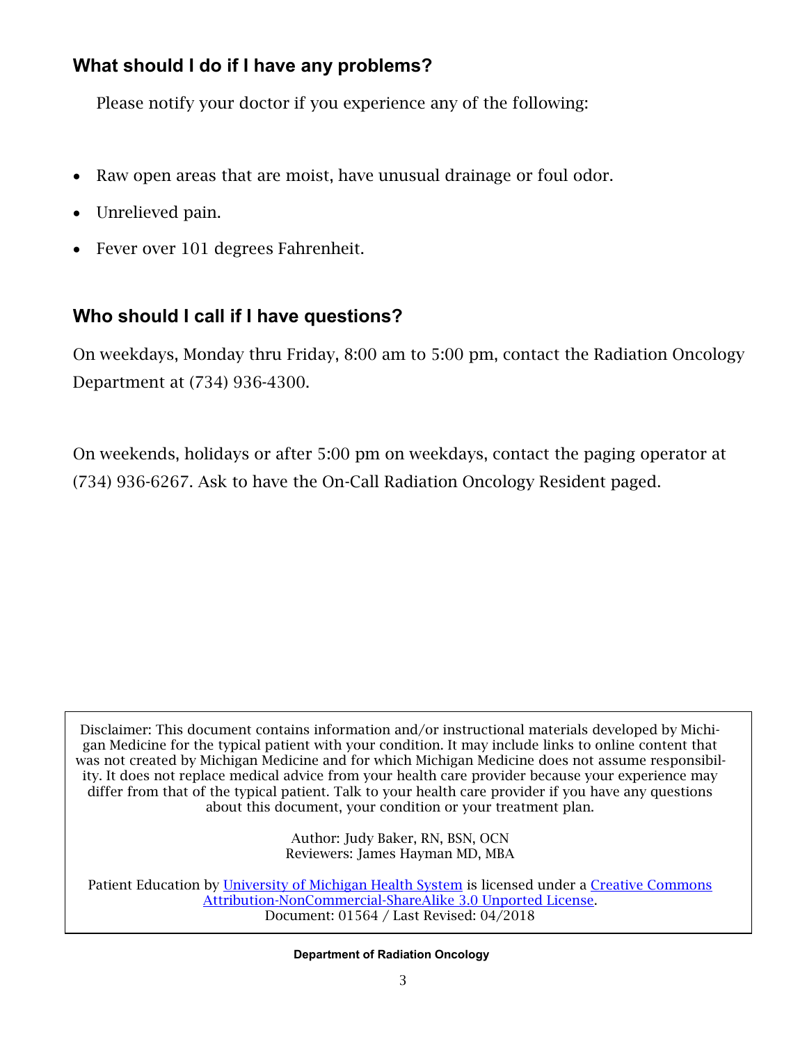## What should I do if I have any problems?

Please notify your doctor if you experience any of the following:

- Raw open areas that are moist, have unusual drainage or foul odor.
- Unrelieved pain.
- Fever over 101 degrees Fahrenheit.

## Who should I call if I have questions?

On weekdays, Monday thru Friday, 8:00 am to 5:00 pm, contact the Radiation Oncology Department at (734) 936-4300.

On weekends, holidays or after 5:00 pm on weekdays, contact the paging operator at (734) 936-6267. Ask to have the On-Call Radiation Oncology Resident paged.

Disclaimer: This document contains information and/or instructional materials developed by Michigan Medicine for the typical patient with your condition. It may include links to online content that was not created by Michigan Medicine and for which Michigan Medicine does not assume responsibility. It does not replace medical advice from your health care provider because your experience may differ from that of the typical patient. Talk to your health care provider if you have any questions about this document, your condition or your treatment plan.

Author: Judy Baker, RN, BSN, OCN
Reviewers: James Hayman MD, MBA

Patient Education by University of Michigan Health System is licensed under a Creative Commons Attribution-NonCommercial-ShareAlike 3.0 Unported License.
Document: 01564 / Last Revised: 04/2018

Department of Radiation Oncology